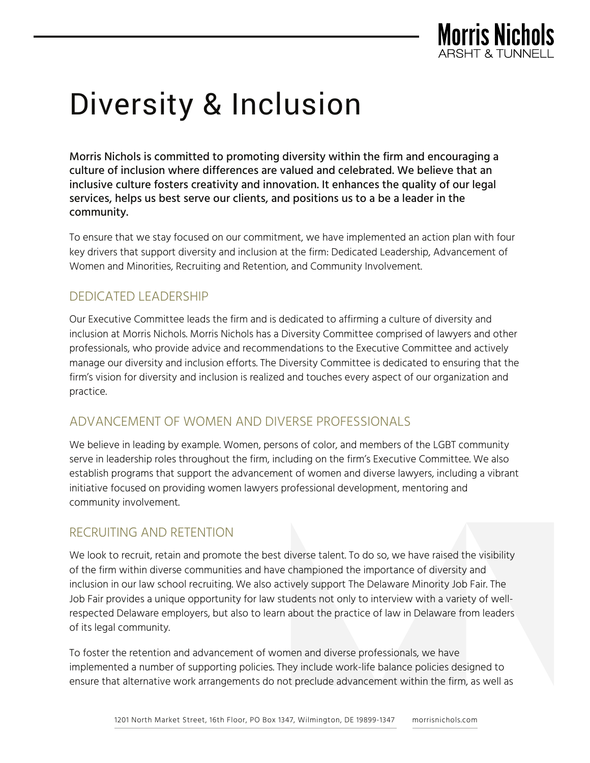# Diversity & Inclusion

**Morris Nichols is committed to promoting diversity within the firm and encouraging a culture of inclusion where differences are valued and celebrated. We believe that an inclusive culture fosters creativity and innovation. It enhances the quality of our legal services, helps us best serve our clients, and positions us to a be a leader in the community.**

To ensure that we stay focused on our commitment, we have implemented an action plan with four key drivers that support diversity and inclusion at the firm: Dedicated Leadership, Advancement of Women and Minorities, Recruiting and Retention, and Community Involvement.

## DEDICATED LEADERSHIP

Our Executive Committee leads the firm and is dedicated to affirming a culture of diversity and inclusion at Morris Nichols. Morris Nichols has a Diversity Committee comprised of lawyers and other professionals, who provide advice and recommendations to the Executive Committee and actively manage our diversity and inclusion efforts. The Diversity Committee is dedicated to ensuring that the firm's vision for diversity and inclusion is realized and touches every aspect of our organization and practice.

## ADVANCEMENT OF WOMEN AND DIVERSE PROFESSIONALS

We believe in leading by example. Women, persons of color, and members of the LGBT community serve in leadership roles throughout the firm, including on the firm's Executive Committee. We also establish programs that support the advancement of women and diverse lawyers, including a vibrant initiative focused on providing women lawyers professional development, mentoring and community involvement.

## RECRUITING AND RETENTION

We look to recruit, retain and promote the best diverse talent. To do so, we have raised the visibility of the firm within diverse communities and have championed the importance of diversity and inclusion in our law school recruiting. We also actively support The Delaware Minority Job Fair. The Job Fair provides a unique opportunity for law students not only to interview with a variety of well-respected Delaware employers, but also to learn about the practice of law in Delaware from leaders of its legal community.

To foster the retention and advancement of women and diverse professionals, we have implemented a number of supporting policies. They include work-life balance policies designed to ensure that alternative work arrangements do not preclude advancement within the firm, as well as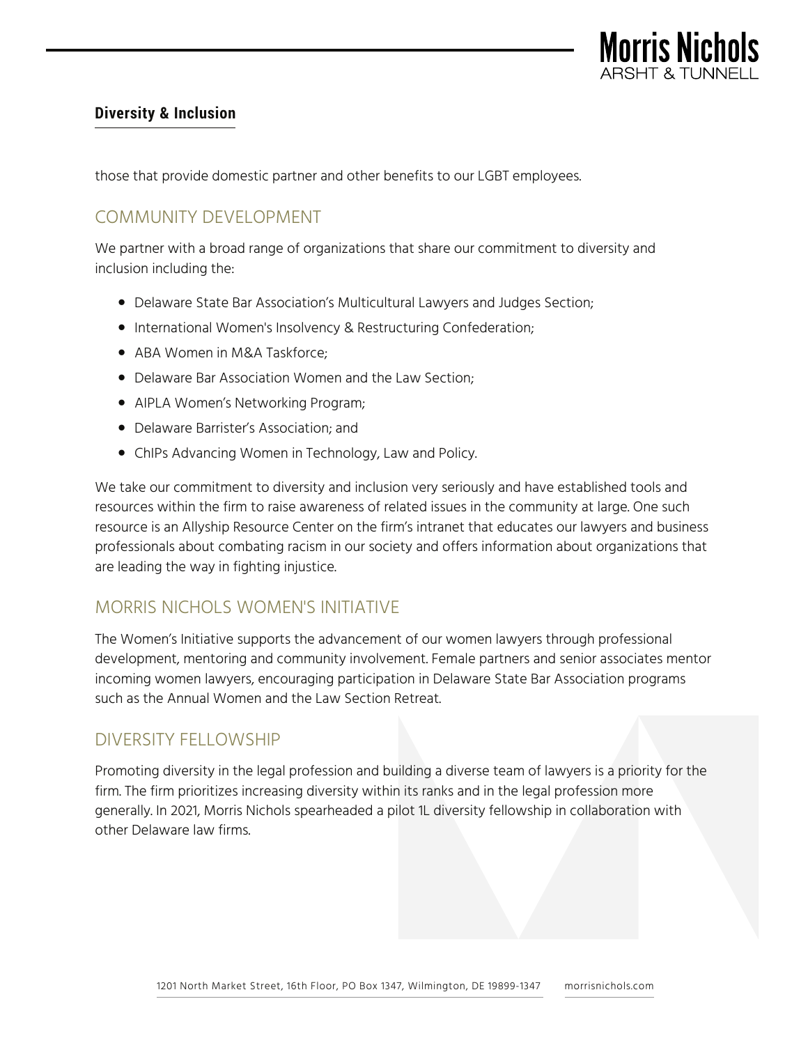those that provide domestic partner and other benefits to our LGBT employees.

## COMMUNITY DEVELOPMENT

We partner with a broad range of organizations that share our commitment to diversity and inclusion including the:

- Delaware State Bar Association's Multicultural Lawyers and Judges Section;
- International Women's Insolvency & Restructuring Confederation;
- ABA Women in M&A Taskforce;
- Delaware Bar Association Women and the Law Section;
- AIPLA Women's Networking Program;
- Delaware Barrister's Association; and
- ChIPs Advancing Women in Technology, Law and Policy.

We take our commitment to diversity and inclusion very seriously and have established tools and resources within the firm to raise awareness of related issues in the community at large. One such resource is an Allyship Resource Center on the firm's intranet that educates our lawyers and business professionals about combating racism in our society and offers information about organizations that are leading the way in fighting injustice.

## MORRIS NICHOLS WOMEN'S INITIATIVE

The Women's Initiative supports the advancement of our women lawyers through professional development, mentoring and community involvement. Female partners and senior associates mentor incoming women lawyers, encouraging participation in Delaware State Bar Association programs such as the Annual Women and the Law Section Retreat.

## DIVERSITY FELLOWSHIP

Promoting diversity in the legal profession and building a diverse team of lawyers is a priority for the firm. The firm prioritizes increasing diversity within its ranks and in the legal profession more generally. In 2021, Morris Nichols spearheaded a pilot 1L diversity fellowship in collaboration with other Delaware law firms.